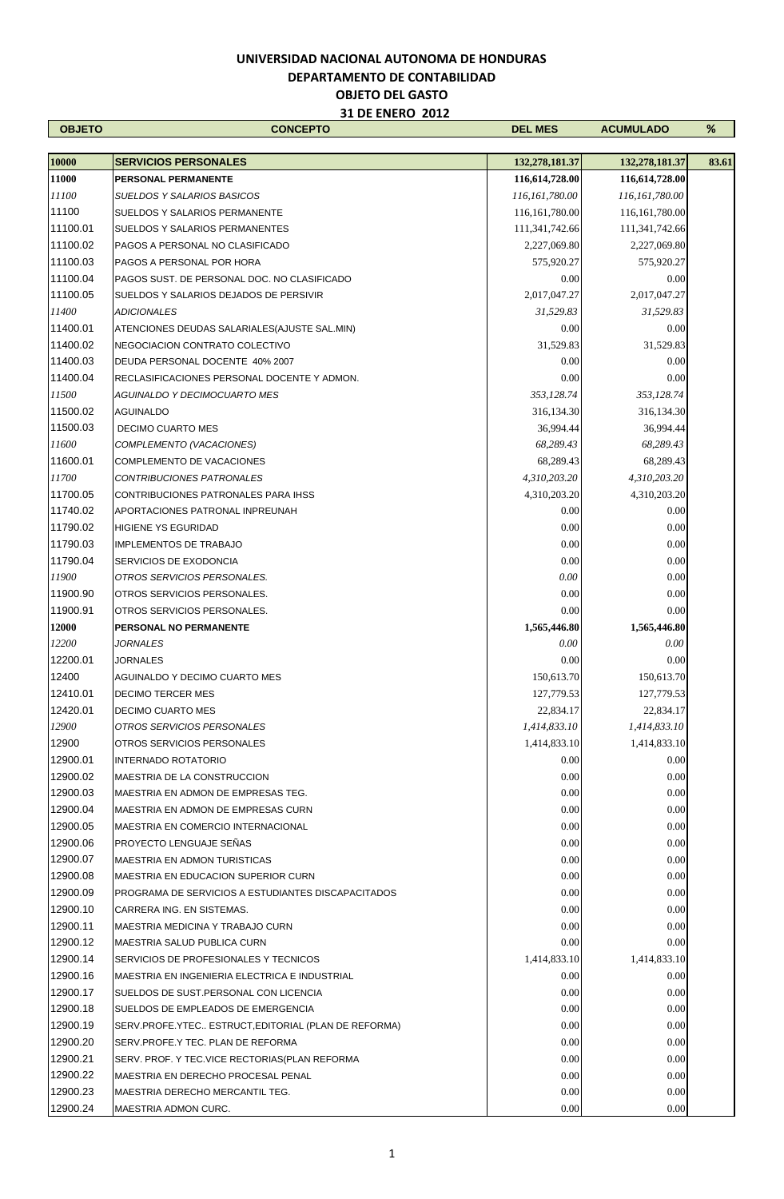# UNIVERSIDAD NACIONAL AUTONOMA DE HONDURAS

## DEPARTAMENTO DE CONTABILIDAD

## OBJETO DEL GASTO

## 31 DE ENERO 2012

| OBJETO | CONCEPTO | DEL MES | ACUMULADO | % |
|---|---|---|---|---|
| **10000** | **SERVICIOS PERSONALES** | **132,278,181.37** | **132,278,181.37** | **83.61** |
| **11000** | **PERSONAL PERMANENTE** | **116,614,728.00** | **116,614,728.00** | |
| *11100* | *SUELDOS Y SALARIOS BASICOS* | *116,161,780.00* | *116,161,780.00* | |
| 11100 | SUELDOS Y SALARIOS PERMANENTE | 116,161,780.00 | 116,161,780.00 | |
| 11100.01 | SUELDOS Y SALARIOS PERMANENTES | 111,341,742.66 | 111,341,742.66 | |
| 11100.02 | PAGOS A PERSONAL NO CLASIFICADO | 2,227,069.80 | 2,227,069.80 | |
| 11100.03 | PAGOS A PERSONAL POR HORA | 575,920.27 | 575,920.27 | |
| 11100.04 | PAGOS SUST. DE PERSONAL DOC. NO CLASIFICADO | 0.00 | 0.00 | |
| 11100.05 | SUELDOS Y SALARIOS DEJADOS DE PERSIVIR | 2,017,047.27 | 2,017,047.27 | |
| *11400* | *ADICIONALES* | *31,529.83* | *31,529.83* | |
| 11400.01 | ATENCIONES DEUDAS SALARIALES(AJUSTE SAL.MIN) | 0.00 | 0.00 | |
| 11400.02 | NEGOCIACION CONTRATO COLECTIVO | 31,529.83 | 31,529.83 | |
| 11400.03 | DEUDA PERSONAL DOCENTE 40% 2007 | 0.00 | 0.00 | |
| 11400.04 | RECLASIFICACIONES PERSONAL DOCENTE Y ADMON. | 0.00 | 0.00 | |
| *11500* | *AGUINALDO Y DECIMOCUARTO MES* | *353,128.74* | *353,128.74* | |
| 11500.02 | AGUINALDO | 316,134.30 | 316,134.30 | |
| 11500.03 | DECIMO CUARTO MES | 36,994.44 | 36,994.44 | |
| *11600* | *COMPLEMENTO (VACACIONES)* | *68,289.43* | *68,289.43* | |
| 11600.01 | COMPLEMENTO DE VACACIONES | 68,289.43 | 68,289.43 | |
| *11700* | *CONTRIBUCIONES PATRONALES* | *4,310,203.20* | *4,310,203.20* | |
| 11700.05 | CONTRIBUCIONES PATRONALES PARA IHSS | 4,310,203.20 | 4,310,203.20 | |
| 11740.02 | APORTACIONES PATRONAL INPREUNAH | 0.00 | 0.00 | |
| 11790.02 | HIGIENE YS EGURIDAD | 0.00 | 0.00 | |
| 11790.03 | IMPLEMENTOS DE TRABAJO | 0.00 | 0.00 | |
| 11790.04 | SERVICIOS DE EXODONCIA | 0.00 | 0.00 | |
| *11900* | *OTROS SERVICIOS PERSONALES.* | *0.00* | 0.00 | |
| 11900.90 | OTROS SERVICIOS PERSONALES. | 0.00 | 0.00 | |
| 11900.91 | OTROS SERVICIOS PERSONALES. | 0.00 | 0.00 | |
| **12000** | **PERSONAL NO PERMANENTE** | **1,565,446.80** | **1,565,446.80** | |
| *12200* | *JORNALES* | *0.00* | *0.00* | |
| 12200.01 | JORNALES | 0.00 | 0.00 | |
| 12400 | AGUINALDO Y DECIMO CUARTO MES | 150,613.70 | 150,613.70 | |
| 12410.01 | DECIMO TERCER MES | 127,779.53 | 127,779.53 | |
| 12420.01 | DECIMO CUARTO MES | 22,834.17 | 22,834.17 | |
| *12900* | *OTROS SERVICIOS PERSONALES* | *1,414,833.10* | *1,414,833.10* | |
| 12900 | OTROS SERVICIOS PERSONALES | 1,414,833.10 | 1,414,833.10 | |
| 12900.01 | INTERNADO ROTATORIO | 0.00 | 0.00 | |
| 12900.02 | MAESTRIA DE LA CONSTRUCCION | 0.00 | 0.00 | |
| 12900.03 | MAESTRIA EN ADMON DE EMPRESAS TEG. | 0.00 | 0.00 | |
| 12900.04 | MAESTRIA EN ADMON DE EMPRESAS CURN | 0.00 | 0.00 | |
| 12900.05 | MAESTRIA EN COMERCIO INTERNACIONAL | 0.00 | 0.00 | |
| 12900.06 | PROYECTO LENGUAJE SEÑAS | 0.00 | 0.00 | |
| 12900.07 | MAESTRIA EN ADMON TURISTICAS | 0.00 | 0.00 | |
| 12900.08 | MAESTRIA EN EDUCACION SUPERIOR CURN | 0.00 | 0.00 | |
| 12900.09 | PROGRAMA DE SERVICIOS A ESTUDIANTES DISCAPACITADOS | 0.00 | 0.00 | |
| 12900.10 | CARRERA ING. EN SISTEMAS. | 0.00 | 0.00 | |
| 12900.11 | MAESTRIA MEDICINA Y TRABAJO CURN | 0.00 | 0.00 | |
| 12900.12 | MAESTRIA SALUD PUBLICA CURN | 0.00 | 0.00 | |
| 12900.14 | SERVICIOS DE PROFESIONALES Y TECNICOS | 1,414,833.10 | 1,414,833.10 | |
| 12900.16 | MAESTRIA EN INGENIERIA ELECTRICA E INDUSTRIAL | 0.00 | 0.00 | |
| 12900.17 | SUELDOS DE SUST.PERSONAL CON LICENCIA | 0.00 | 0.00 | |
| 12900.18 | SUELDOS DE EMPLEADOS DE EMERGENCIA | 0.00 | 0.00 | |
| 12900.19 | SERV.PROFE.YTEC.. ESTRUCT,EDITORIAL (PLAN DE REFORMA) | 0.00 | 0.00 | |
| 12900.20 | SERV.PROFE.Y TEC. PLAN DE REFORMA | 0.00 | 0.00 | |
| 12900.21 | SERV. PROF. Y TEC.VICE RECTORIAS(PLAN REFORMA | 0.00 | 0.00 | |
| 12900.22 | MAESTRIA EN DERECHO PROCESAL PENAL | 0.00 | 0.00 | |
| 12900.23 | MAESTRIA DERECHO MERCANTIL TEG. | 0.00 | 0.00 | |
| 12900.24 | MAESTRIA ADMON CURC. | 0.00 | 0.00 | |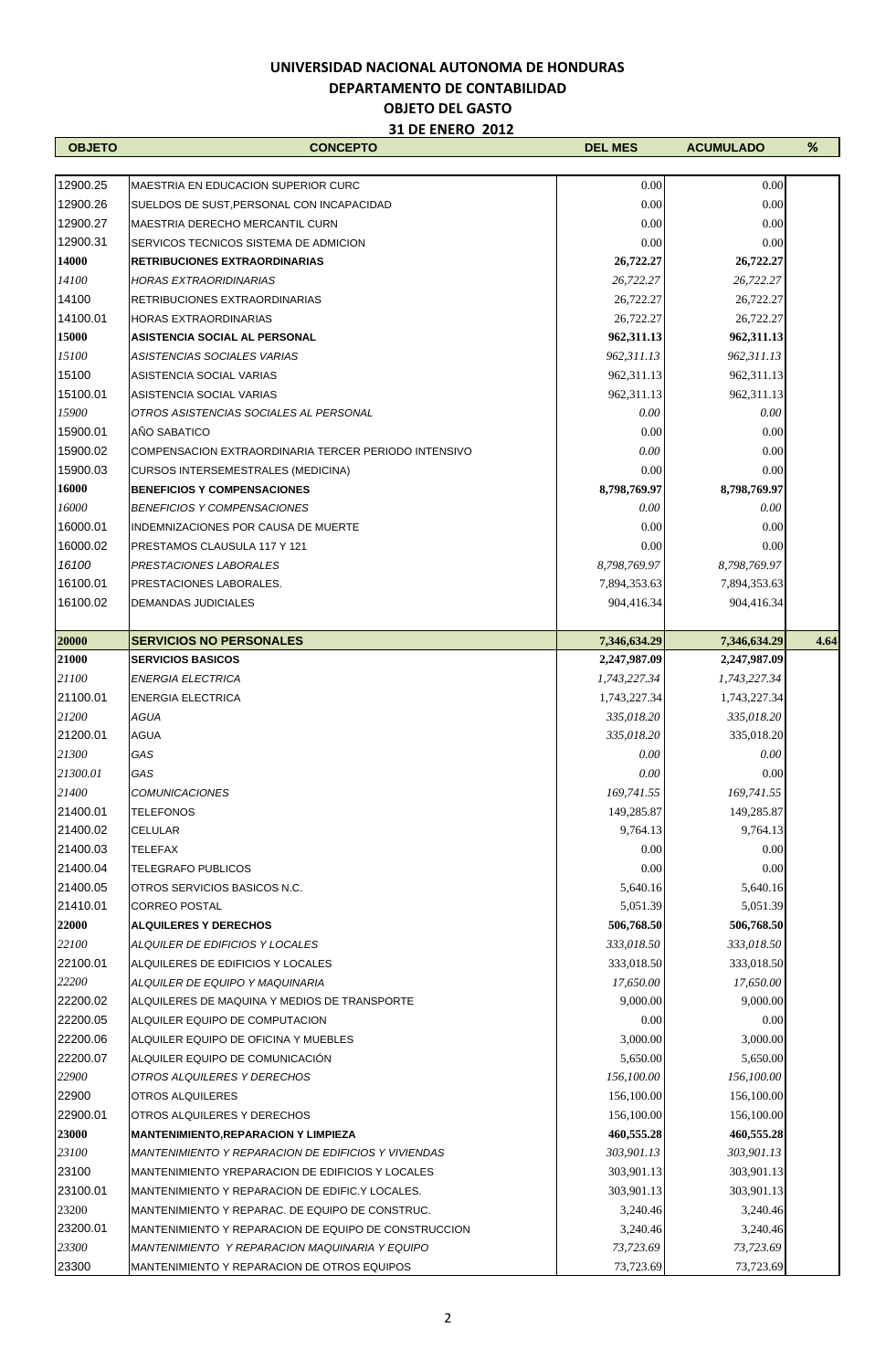**UNIVERSIDAD NACIONAL AUTONOMA DE HONDURAS**

**DEPARTAMENTO DE CONTABILIDAD**

**OBJETO DEL GASTO**

**31 DE ENERO 2012**

| OBJETO | CONCEPTO | DEL MES | ACUMULADO | % |
|---|---|---|---|---|
| 12900.25 | MAESTRIA EN EDUCACION SUPERIOR CURC | 0.00 | 0.00 | |
| 12900.26 | SUELDOS DE SUST,PERSONAL CON INCAPACIDAD | 0.00 | 0.00 | |
| 12900.27 | MAESTRIA DERECHO MERCANTIL CURN | 0.00 | 0.00 | |
| 12900.31 | SERVICOS TECNICOS SISTEMA DE ADMICION | 0.00 | 0.00 | |
| **14000** | **RETRIBUCIONES EXTRAORDINARIAS** | **26,722.27** | **26,722.27** | |
| *14100* | *HORAS EXTRAORIDINARIAS* | *26,722.27* | *26,722.27* | |
| 14100 | RETRIBUCIONES EXTRAORDINARIAS | 26,722.27 | 26,722.27 | |
| 14100.01 | HORAS EXTRAORDINARIAS | 26,722.27 | 26,722.27 | |
| **15000** | **ASISTENCIA SOCIAL AL PERSONAL** | **962,311.13** | **962,311.13** | |
| *15100* | *ASISTENCIAS SOCIALES VARIAS* | *962,311.13* | *962,311.13* | |
| 15100 | ASISTENCIA SOCIAL VARIAS | 962,311.13 | 962,311.13 | |
| 15100.01 | ASISTENCIA SOCIAL VARIAS | 962,311.13 | 962,311.13 | |
| *15900* | *OTROS ASISTENCIAS SOCIALES AL PERSONAL* | *0.00* | *0.00* | |
| 15900.01 | AÑO SABATICO | 0.00 | 0.00 | |
| 15900.02 | COMPENSACION EXTRAORDINARIA TERCER PERIODO INTENSIVO | *0.00* | 0.00 | |
| 15900.03 | CURSOS INTERSEMESTRALES (MEDICINA) | 0.00 | 0.00 | |
| **16000** | **BENEFICIOS Y COMPENSACIONES** | **8,798,769.97** | **8,798,769.97** | |
| *16000* | *BENEFICIOS Y COMPENSACIONES* | *0.00* | *0.00* | |
| 16000.01 | INDEMNIZACIONES POR CAUSA DE MUERTE | 0.00 | 0.00 | |
| 16000.02 | PRESTAMOS CLAUSULA 117 Y 121 | 0.00 | 0.00 | |
| *16100* | *PRESTACIONES LABORALES* | *8,798,769.97* | *8,798,769.97* | |
| 16100.01 | PRESTACIONES LABORALES. | 7,894,353.63 | 7,894,353.63 | |
| 16100.02 | DEMANDAS JUDICIALES | 904,416.34 | 904,416.34 | |
| **20000** | **SERVICIOS NO PERSONALES** | **7,346,634.29** | **7,346,634.29** | **4.64** |
| **21000** | **SERVICIOS BASICOS** | **2,247,987.09** | **2,247,987.09** | |
| *21100* | *ENERGIA ELECTRICA* | *1,743,227.34* | *1,743,227.34* | |
| 21100.01 | ENERGIA ELECTRICA | 1,743,227.34 | 1,743,227.34 | |
| *21200* | *AGUA* | *335,018.20* | *335,018.20* | |
| 21200.01 | AGUA | *335,018.20* | 335,018.20 | |
| *21300* | *GAS* | *0.00* | *0.00* | |
| *21300.01* | *GAS* | *0.00* | 0.00 | |
| *21400* | *COMUNICACIONES* | *169,741.55* | *169,741.55* | |
| 21400.01 | TELEFONOS | 149,285.87 | 149,285.87 | |
| 21400.02 | CELULAR | 9,764.13 | 9,764.13 | |
| 21400.03 | TELEFAX | 0.00 | 0.00 | |
| 21400.04 | TELEGRAFO PUBLICOS | 0.00 | 0.00 | |
| 21400.05 | OTROS SERVICIOS BASICOS N.C. | 5,640.16 | 5,640.16 | |
| 21410.01 | CORREO POSTAL | 5,051.39 | 5,051.39 | |
| **22000** | **ALQUILERES Y DERECHOS** | **506,768.50** | **506,768.50** | |
| *22100* | *ALQUILER DE EDIFICIOS Y LOCALES* | *333,018.50* | *333,018.50* | |
| 22100.01 | ALQUILERES DE EDIFICIOS Y LOCALES | 333,018.50 | 333,018.50 | |
| *22200* | *ALQUILER DE EQUIPO Y MAQUINARIA* | *17,650.00* | *17,650.00* | |
| 22200.02 | ALQUILERES DE MAQUINA Y MEDIOS DE TRANSPORTE | 9,000.00 | 9,000.00 | |
| 22200.05 | ALQUILER EQUIPO DE COMPUTACION | 0.00 | 0.00 | |
| 22200.06 | ALQUILER EQUIPO DE OFICINA Y MUEBLES | 3,000.00 | 3,000.00 | |
| 22200.07 | ALQUILER EQUIPO DE COMUNICACIÓN | 5,650.00 | 5,650.00 | |
| *22900* | *OTROS ALQUILERES Y DERECHOS* | *156,100.00* | *156,100.00* | |
| 22900 | OTROS ALQUILERES | 156,100.00 | 156,100.00 | |
| 22900.01 | OTROS ALQUILERES Y DERECHOS | 156,100.00 | 156,100.00 | |
| **23000** | **MANTENIMIENTO,REPARACION Y LIMPIEZA** | **460,555.28** | **460,555.28** | |
| *23100* | *MANTENIMIENTO Y REPARACION DE EDIFICIOS Y VIVIENDAS* | *303,901.13* | *303,901.13* | |
| 23100 | MANTENIMIENTO YREPARACION DE EDIFICIOS Y LOCALES | 303,901.13 | 303,901.13 | |
| 23100.01 | MANTENIMIENTO Y REPARACION DE EDIFIC.Y LOCALES. | 303,901.13 | 303,901.13 | |
| 23200 | MANTENIMIENTO Y REPARAC. DE EQUIPO DE CONSTRUC. | 3,240.46 | 3,240.46 | |
| 23200.01 | MANTENIMIENTO Y REPARACION DE EQUIPO DE CONSTRUCCION | 3,240.46 | 3,240.46 | |
| *23300* | *MANTENIMIENTO Y REPARACION MAQUINARIA Y EQUIPO* | *73,723.69* | *73,723.69* | |
| 23300 | MANTENIMIENTO Y REPARACION DE OTROS EQUIPOS | 73,723.69 | 73,723.69 | |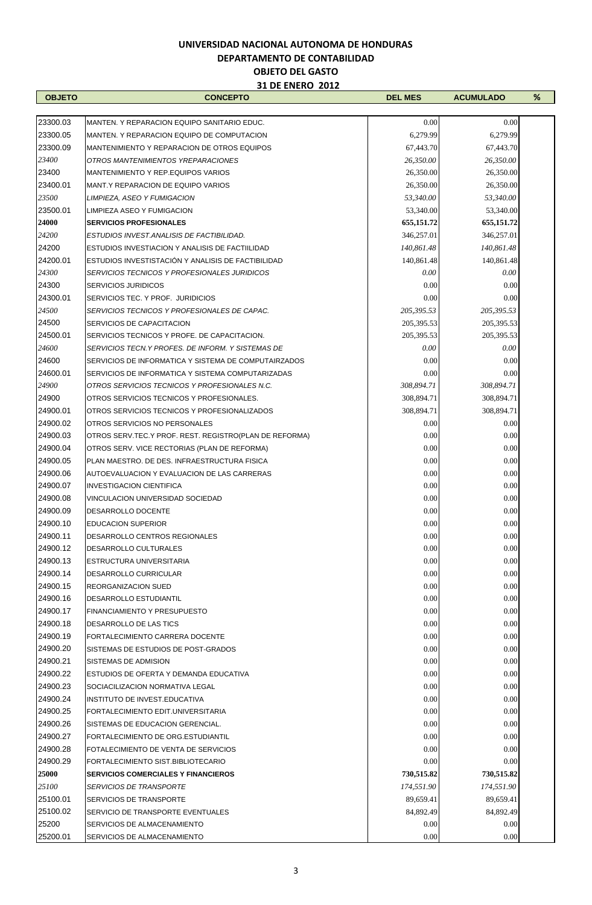**UNIVERSIDAD NACIONAL AUTONOMA DE HONDURAS**

**DEPARTAMENTO DE CONTABILIDAD**

**OBJETO DEL GASTO**

**31 DE ENERO 2012**

| OBJETO | CONCEPTO | DEL MES | ACUMULADO | % |
|---|---|---|---|---|
| 23300.03 | MANTEN. Y REPARACION EQUIPO SANITARIO EDUC. | 0.00 | 0.00 | |
| 23300.05 | MANTEN. Y REPARACION EQUIPO DE COMPUTACION | 6,279.99 | 6,279.99 | |
| 23300.09 | MANTENIMIENTO Y REPARACION DE OTROS EQUIPOS | 67,443.70 | 67,443.70 | |
| *23400* | *OTROS MANTENIMIENTOS YREPARACIONES* | *26,350.00* | *26,350.00* | |
| 23400 | MANTENIMIENTO Y REP.EQUIPOS VARIOS | 26,350.00 | 26,350.00 | |
| 23400.01 | MANT.Y REPARACION DE EQUIPO VARIOS | 26,350.00 | 26,350.00 | |
| *23500* | *LIMPIEZA, ASEO Y FUMIGACION* | *53,340.00* | *53,340.00* | |
| 23500.01 | LIMPIEZA ASEO Y FUMIGACION | 53,340.00 | 53,340.00 | |
| **24000** | **SERVICIOS PROFESIONALES** | **655,151.72** | **655,151.72** | |
| *24200* | *ESTUDIOS INVEST.ANALISIS DE FACTIBILIDAD.* | 346,257.01 | 346,257.01 | |
| 24200 | ESTUDIOS INVESTIACION Y ANALISIS DE FACTIILIDAD | *140,861.48* | *140,861.48* | |
| 24200.01 | ESTUDIOS INVESTISTACIÓN Y ANALISIS DE FACTIBILIDAD | 140,861.48 | 140,861.48 | |
| *24300* | *SERVICIOS TECNICOS Y PROFESIONALES JURIDICOS* | *0.00* | *0.00* | |
| 24300 | SERVICIOS JURIDICOS | 0.00 | 0.00 | |
| 24300.01 | SERVICIOS TEC. Y PROF. JURIDICIOS | 0.00 | 0.00 | |
| *24500* | *SERVICIOS TECNICOS Y PROFESIONALES DE CAPAC.* | *205,395.53* | *205,395.53* | |
| 24500 | SERVICIOS DE CAPACITACION | 205,395.53 | 205,395.53 | |
| 24500.01 | SERVICIOS TECNICOS Y PROFE. DE CAPACITACION. | 205,395.53 | 205,395.53 | |
| *24600* | *SERVICIOS TECN.Y PROFES. DE INFORM. Y SISTEMAS DE* | *0.00* | *0.00* | |
| 24600 | SERVICIOS DE INFORMATICA Y SISTEMA DE COMPUTAIRZADOS | 0.00 | 0.00 | |
| 24600.01 | SERVICIOS DE INFORMATICA Y SISTEMA COMPUTARIZADAS | 0.00 | 0.00 | |
| *24900* | *OTROS SERVICIOS TECNICOS Y PROFESIONALES N.C.* | *308,894.71* | *308,894.71* | |
| 24900 | OTROS SERVICIOS TECNICOS Y PROFESIONALES. | 308,894.71 | 308,894.71 | |
| 24900.01 | OTROS SERVICIOS TECNICOS Y PROFESIONALIZADOS | 308,894.71 | 308,894.71 | |
| 24900.02 | OTROS SERVICIOS NO PERSONALES | 0.00 | 0.00 | |
| 24900.03 | OTROS SERV.TEC.Y PROF. REST. REGISTRO(PLAN DE REFORMA) | 0.00 | 0.00 | |
| 24900.04 | OTROS SERV. VICE RECTORIAS (PLAN DE REFORMA) | 0.00 | 0.00 | |
| 24900.05 | PLAN MAESTRO. DE DES. INFRAESTRUCTURA FISICA | 0.00 | 0.00 | |
| 24900.06 | AUTOEVALUACION Y EVALUACION DE LAS CARRERAS | 0.00 | 0.00 | |
| 24900.07 | INVESTIGACION CIENTIFICA | 0.00 | 0.00 | |
| 24900.08 | VINCULACION UNIVERSIDAD SOCIEDAD | 0.00 | 0.00 | |
| 24900.09 | DESARROLLO DOCENTE | 0.00 | 0.00 | |
| 24900.10 | EDUCACION SUPERIOR | 0.00 | 0.00 | |
| 24900.11 | DESARROLLO CENTROS REGIONALES | 0.00 | 0.00 | |
| 24900.12 | DESARROLLO CULTURALES | 0.00 | 0.00 | |
| 24900.13 | ESTRUCTURA UNIVERSITARIA | 0.00 | 0.00 | |
| 24900.14 | DESARROLLO CURRICULAR | 0.00 | 0.00 | |
| 24900.15 | REORGANIZACION SUED | 0.00 | 0.00 | |
| 24900.16 | DESARROLLO ESTUDIANTIL | 0.00 | 0.00 | |
| 24900.17 | FINANCIAMIENTO Y PRESUPUESTO | 0.00 | 0.00 | |
| 24900.18 | DESARROLLO DE LAS TICS | 0.00 | 0.00 | |
| 24900.19 | FORTALECIMIENTO CARRERA DOCENTE | 0.00 | 0.00 | |
| 24900.20 | SISTEMAS DE ESTUDIOS DE POST-GRADOS | 0.00 | 0.00 | |
| 24900.21 | SISTEMAS DE ADMISION | 0.00 | 0.00 | |
| 24900.22 | ESTUDIOS DE OFERTA Y DEMANDA EDUCATIVA | 0.00 | 0.00 | |
| 24900.23 | SOCIACILIZACION NORMATIVA LEGAL | 0.00 | 0.00 | |
| 24900.24 | INSTITUTO DE INVEST.EDUCATIVA | 0.00 | 0.00 | |
| 24900.25 | FORTALECIMIENTO EDIT.UNIVERSITARIA | 0.00 | 0.00 | |
| 24900.26 | SISTEMAS DE EDUCACION GERENCIAL. | 0.00 | 0.00 | |
| 24900.27 | FORTALECIMIENTO DE ORG.ESTUDIANTIL | 0.00 | 0.00 | |
| 24900.28 | FOTALECIMIENTO DE VENTA DE SERVICIOS | 0.00 | 0.00 | |
| 24900.29 | FORTALECIMIENTO SIST.BIBLIOTECARIO | 0.00 | 0.00 | |
| **25000** | **SERVICIOS COMERCIALES Y FINANCIEROS** | **730,515.82** | **730,515.82** | |
| *25100* | *SERVICIOS DE TRANSPORTE* | *174,551.90* | *174,551.90* | |
| 25100.01 | SERVICIOS DE TRANSPORTE | 89,659.41 | 89,659.41 | |
| 25100.02 | SERVICIO DE TRANSPORTE EVENTUALES | 84,892.49 | 84,892.49 | |
| 25200 | SERVICIOS DE ALMACENAMIENTO | 0.00 | 0.00 | |
| 25200.01 | SERVICIOS DE ALMACENAMIENTO | 0.00 | 0.00 | |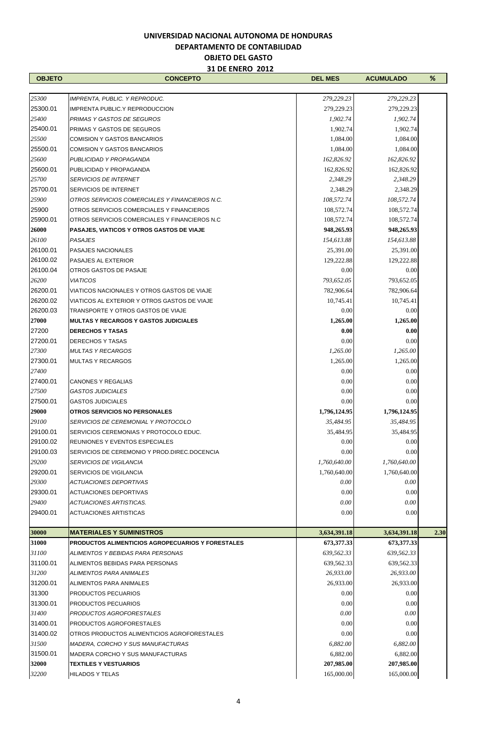**UNIVERSIDAD NACIONAL AUTONOMA DE HONDURAS**

**DEPARTAMENTO DE CONTABILIDAD**

**OBJETO DEL GASTO**

**31 DE ENERO 2012**

| OBJETO | CONCEPTO | DEL MES | ACUMULADO | % |
|---|---|---|---|---|
| *25300* | *IMPRENTA, PUBLIC. Y REPRODUC.* | *279,229.23* | *279,229.23* | |
| 25300.01 | IMPRENTA PUBLIC.Y REPRODUCCION | 279,229.23 | 279,229.23 | |
| *25400* | *PRIMAS Y GASTOS DE SEGUROS* | *1,902.74* | *1,902.74* | |
| 25400.01 | PRIMAS Y GASTOS DE SEGUROS | 1,902.74 | 1,902.74 | |
| *25500* | COMISION Y GASTOS BANCARIOS | 1,084.00 | 1,084.00 | |
| 25500.01 | COMISION Y GASTOS BANCARIOS | 1,084.00 | 1,084.00 | |
| *25600* | PUBLICIDAD Y PROPAGANDA | *162,826.92* | *162,826.92* | |
| 25600.01 | PUBLICIDAD Y PROPAGANDA | 162,826.92 | 162,826.92 | |
| *25700* | *SERVICIOS DE INTERNET* | *2,348.29* | *2,348.29* | |
| 25700.01 | SERVICIOS DE INTERNET | 2,348.29 | 2,348.29 | |
| *25900* | *OTROS SERVICIOS COMERCIALES Y FINANCIEROS N.C.* | *108,572.74* | *108,572.74* | |
| 25900 | OTROS SERVICIOS COMERCIALES Y FINANCIEROS | 108,572.74 | 108,572.74 | |
| 25900.01 | OTROS SERVICIOS COMERCIALES Y FINANCIEROS N.C | 108,572.74 | 108,572.74 | |
| **26000** | **PASAJES, VIATICOS Y OTROS GASTOS DE VIAJE** | **948,265.93** | **948,265.93** | |
| *26100* | *PASAJES* | *154,613.88* | *154,613.88* | |
| 26100.01 | PASAJES NACIONALES | 25,391.00 | 25,391.00 | |
| 26100.02 | PASAJES AL EXTERIOR | 129,222.88 | 129,222.88 | |
| 26100.04 | OTROS GASTOS DE PASAJE | 0.00 | 0.00 | |
| *26200* | *VIATICOS* | *793,652.05* | 793,652.05 | |
| 26200.01 | VIATICOS NACIONALES Y OTROS GASTOS DE VIAJE | 782,906.64 | 782,906.64 | |
| 26200.02 | VIATICOS AL EXTERIOR Y OTROS GASTOS DE VIAJE | 10,745.41 | 10,745.41 | |
| 26200.03 | TRANSPORTE Y OTROS GASTOS DE VIAJE | 0.00 | 0.00 | |
| **27000** | **MULTAS Y RECARGOS Y GASTOS JUDICIALES** | **1,265.00** | **1,265.00** | |
| 27200 | **DERECHOS Y TASAS** | **0.00** | **0.00** | |
| 27200.01 | DERECHOS Y TASAS | 0.00 | 0.00 | |
| *27300* | *MULTAS Y RECARGOS* | *1,265.00* | *1,265.00* | |
| 27300.01 | MULTAS Y RECARGOS | 1,265.00 | 1,265.00 | |
| *27400* | | 0.00 | 0.00 | |
| 27400.01 | CANONES Y REGALIAS | 0.00 | 0.00 | |
| *27500* | *GASTOS JUDICIALES* | 0.00 | 0.00 | |
| 27500.01 | GASTOS JUDICIALES | 0.00 | 0.00 | |
| **29000** | **OTROS SERVICIOS NO PERSONALES** | **1,796,124.95** | **1,796,124.95** | |
| *29100* | *SERVICIOS DE CEREMONIAL Y PROTOCOLO* | *35,484.95* | *35,484.95* | |
| 29100.01 | SERVICIOS CEREMONIAS Y PROTOCOLO EDUC. | 35,484.95 | 35,484.95 | |
| 29100.02 | REUNIONES Y EVENTOS ESPECIALES | 0.00 | 0.00 | |
| 29100.03 | SERVICIOS DE CEREMONIO Y PROD.DIREC.DOCENCIA | 0.00 | 0.00 | |
| *29200* | *SERVICIOS DE VIGILANCIA* | *1,760,640.00* | *1,760,640.00* | |
| 29200.01 | SERVICIOS DE VIGILANCIA | 1,760,640.00 | 1,760,640.00 | |
| *29300* | *ACTUACIONES DEPORTIVAS* | *0.00* | *0.00* | |
| 29300.01 | ACTUACIONES DEPORTIVAS | 0.00 | 0.00 | |
| *29400* | *ACTUACIONES ARTISTICAS.* | *0.00* | *0.00* | |
| 29400.01 | ACTUACIONES ARTISTICAS | 0.00 | 0.00 | |
| **30000** | **MATERIALES Y SUMINISTROS** | **3,634,391.18** | **3,634,391.18** | **2.30** |
| **31000** | **PRODUCTOS ALIMENTICIOS AGROPECUARIOS Y FORESTALES** | **673,377.33** | **673,377.33** | |
| *31100* | *ALIMENTOS Y BEBIDAS PARA PERSONAS* | *639,562.33* | *639,562.33* | |
| 31100.01 | ALIMENTOS BEBIDAS PARA PERSONAS | 639,562.33 | 639,562.33 | |
| *31200* | *ALIMENTOS PARA ANIMALES* | *26,933.00* | *26,933.00* | |
| 31200.01 | ALIMENTOS PARA ANIMALES | 26,933.00 | 26,933.00 | |
| 31300 | PRODUCTOS PECUARIOS | 0.00 | 0.00 | |
| 31300.01 | PRODUCTOS PECUARIOS | 0.00 | 0.00 | |
| *31400* | *PRODUCTOS AGROFORESTALES* | *0.00* | *0.00* | |
| 31400.01 | PRODUCTOS AGROFORESTALES | 0.00 | 0.00 | |
| 31400.02 | OTROS PRODUCTOS ALIMENTICIOS AGROFORESTALES | 0.00 | 0.00 | |
| *31500* | *MADERA, CORCHO Y SUS MANUFACTURAS* | *6,882.00* | *6,882.00* | |
| 31500.01 | MADERA CORCHO Y SUS MANUFACTURAS | 6,882.00 | 6,882.00 | |
| **32000** | **TEXTILES Y VESTUARIOS** | **207,985.00** | **207,985.00** | |
| *32200* | HILADOS Y TELAS | 165,000.00 | 165,000.00 | |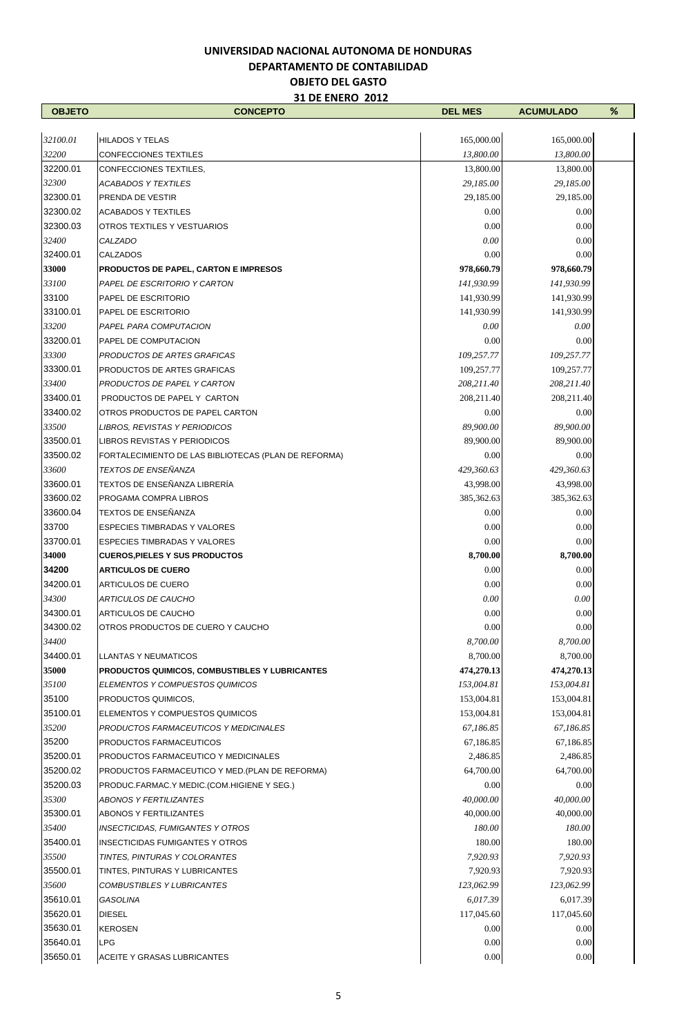# UNIVERSIDAD NACIONAL AUTONOMA DE HONDURAS

## DEPARTAMENTO DE CONTABILIDAD

### OBJETO DEL GASTO

### 31 DE ENERO 2012

| OBJETO | CONCEPTO | DEL MES | ACUMULADO | % |
|---|---|---|---|---|
| *32100.01* | HILADOS Y TELAS | 165,000.00 | 165,000.00 | |
| *32200* | CONFECCIONES TEXTILES | *13,800.00* | *13,800.00* | |
| 32200.01 | CONFECCIONES TEXTILES, | 13,800.00 | 13,800.00 | |
| *32300* | *ACABADOS Y TEXTILES* | *29,185.00* | *29,185.00* | |
| 32300.01 | PRENDA DE VESTIR | 29,185.00 | 29,185.00 | |
| 32300.02 | ACABADOS Y TEXTILES | 0.00 | 0.00 | |
| 32300.03 | OTROS TEXTILES Y VESTUARIOS | 0.00 | 0.00 | |
| *32400* | *CALZADO* | *0.00* | 0.00 | |
| 32400.01 | CALZADOS | 0.00 | 0.00 | |
| **33000** | **PRODUCTOS DE PAPEL, CARTON E IMPRESOS** | **978,660.79** | **978,660.79** | |
| *33100* | *PAPEL DE ESCRITORIO Y CARTON* | *141,930.99* | *141,930.99* | |
| 33100 | PAPEL DE ESCRITORIO | 141,930.99 | 141,930.99 | |
| 33100.01 | PAPEL DE ESCRITORIO | 141,930.99 | 141,930.99 | |
| *33200* | *PAPEL PARA COMPUTACION* | *0.00* | *0.00* | |
| 33200.01 | PAPEL DE COMPUTACION | 0.00 | 0.00 | |
| *33300* | *PRODUCTOS DE ARTES GRAFICAS* | *109,257.77* | *109,257.77* | |
| 33300.01 | PRODUCTOS DE ARTES GRAFICAS | 109,257.77 | 109,257.77 | |
| *33400* | *PRODUCTOS DE PAPEL Y CARTON* | *208,211.40* | *208,211.40* | |
| 33400.01 | PRODUCTOS DE PAPEL Y CARTON | 208,211.40 | 208,211.40 | |
| 33400.02 | OTROS PRODUCTOS DE PAPEL CARTON | 0.00 | 0.00 | |
| *33500* | *LIBROS, REVISTAS Y PERIODICOS* | *89,900.00* | *89,900.00* | |
| 33500.01 | LIBROS REVISTAS Y PERIODICOS | 89,900.00 | 89,900.00 | |
| 33500.02 | FORTALECIMIENTO DE LAS BIBLIOTECAS (PLAN DE REFORMA) | 0.00 | 0.00 | |
| *33600* | *TEXTOS DE ENSEÑANZA* | *429,360.63* | *429,360.63* | |
| 33600.01 | TEXTOS DE ENSEÑANZA LIBRERÍA | 43,998.00 | 43,998.00 | |
| 33600.02 | PROGAMA COMPRA LIBROS | 385,362.63 | 385,362.63 | |
| 33600.04 | TEXTOS DE ENSEÑANZA | 0.00 | 0.00 | |
| 33700 | ESPECIES TIMBRADAS Y VALORES | 0.00 | 0.00 | |
| 33700.01 | ESPECIES TIMBRADAS Y VALORES | 0.00 | 0.00 | |
| **34000** | **CUEROS,PIELES Y SUS PRODUCTOS** | **8,700.00** | **8,700.00** | |
| **34200** | **ARTICULOS DE CUERO** | 0.00 | 0.00 | |
| 34200.01 | ARTICULOS DE CUERO | 0.00 | 0.00 | |
| *34300* | *ARTICULOS DE CAUCHO* | *0.00* | *0.00* | |
| 34300.01 | ARTICULOS DE CAUCHO | 0.00 | 0.00 | |
| 34300.02 | OTROS PRODUCTOS DE CUERO Y CAUCHO | 0.00 | 0.00 | |
| *34400* | | *8,700.00* | *8,700.00* | |
| 34400.01 | LLANTAS Y NEUMATICOS | 8,700.00 | 8,700.00 | |
| **35000** | **PRODUCTOS QUIMICOS, COMBUSTIBLES Y LUBRICANTES** | **474,270.13** | **474,270.13** | |
| *35100* | *ELEMENTOS Y COMPUESTOS QUIMICOS* | *153,004.81* | *153,004.81* | |
| 35100 | PRODUCTOS QUIMICOS, | 153,004.81 | 153,004.81 | |
| 35100.01 | ELEMENTOS Y COMPUESTOS QUIMICOS | 153,004.81 | 153,004.81 | |
| *35200* | *PRODUCTOS FARMACEUTICOS Y MEDICINALES* | *67,186.85* | *67,186.85* | |
| 35200 | PRODUCTOS FARMACEUTICOS | 67,186.85 | 67,186.85 | |
| 35200.01 | PRODUCTOS FARMACEUTICO Y MEDICINALES | 2,486.85 | 2,486.85 | |
| 35200.02 | PRODUCTOS FARMACEUTICO Y MED.(PLAN DE REFORMA) | 64,700.00 | 64,700.00 | |
| 35200.03 | PRODUC.FARMAC.Y MEDIC.(COM.HIGIENE Y SEG.) | 0.00 | 0.00 | |
| *35300* | *ABONOS Y FERTILIZANTES* | *40,000.00* | *40,000.00* | |
| 35300.01 | ABONOS Y FERTILIZANTES | 40,000.00 | 40,000.00 | |
| *35400* | *INSECTICIDAS, FUMIGANTES Y OTROS* | *180.00* | *180.00* | |
| 35400.01 | INSECTICIDAS FUMIGANTES Y OTROS | 180.00 | 180.00 | |
| *35500* | *TINTES, PINTURAS Y COLORANTES* | *7,920.93* | *7,920.93* | |
| 35500.01 | TINTES, PINTURAS Y LUBRICANTES | 7,920.93 | 7,920.93 | |
| *35600* | *COMBUSTIBLES Y LUBRICANTES* | *123,062.99* | *123,062.99* | |
| 35610.01 | *GASOLINA* | *6,017.39* | 6,017.39 | |
| 35620.01 | DIESEL | 117,045.60 | 117,045.60 | |
| 35630.01 | KEROSEN | 0.00 | 0.00 | |
| 35640.01 | LPG | 0.00 | 0.00 | |
| 35650.01 | ACEITE Y GRASAS LUBRICANTES | 0.00 | 0.00 | |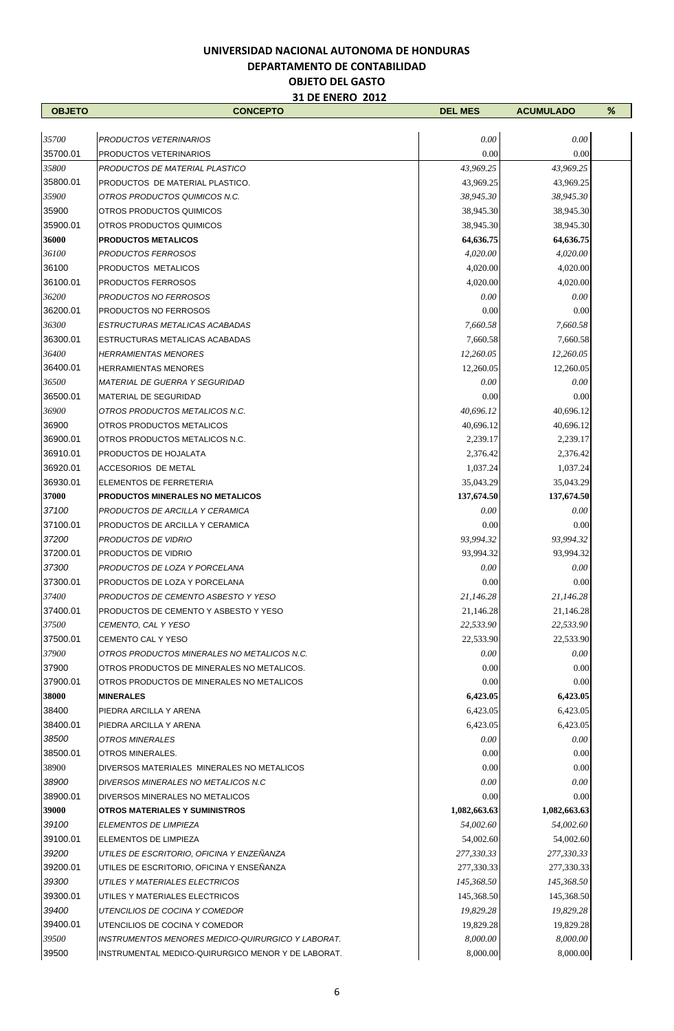# UNIVERSIDAD NACIONAL AUTONOMA DE HONDURAS

## DEPARTAMENTO DE CONTABILIDAD

### OBJETO DEL GASTO

### 31 DE ENERO 2012

| OBJETO | CONCEPTO | DEL MES | ACUMULADO | % |
|---|---|---|---|---|
| *35700* | *PRODUCTOS VETERINARIOS* | *0.00* | *0.00* | |
| 35700.01 | PRODUCTOS VETERINARIOS | 0.00 | 0.00 | |
| *35800* | *PRODUCTOS DE MATERIAL PLASTICO* | *43,969.25* | *43,969.25* | |
| 35800.01 | PRODUCTOS DE MATERIAL PLASTICO. | 43,969.25 | 43,969.25 | |
| *35900* | *OTROS PRODUCTOS QUIMICOS N.C.* | *38,945.30* | *38,945.30* | |
| 35900 | OTROS PRODUCTOS QUIMICOS | 38,945.30 | 38,945.30 | |
| 35900.01 | OTROS PRODUCTOS QUIMICOS | 38,945.30 | 38,945.30 | |
| **36000** | **PRODUCTOS METALICOS** | **64,636.75** | **64,636.75** | |
| *36100* | *PRODUCTOS FERROSOS* | *4,020.00* | *4,020.00* | |
| 36100 | PRODUCTOS METALICOS | 4,020.00 | 4,020.00 | |
| 36100.01 | PRODUCTOS FERROSOS | 4,020.00 | 4,020.00 | |
| *36200* | *PRODUCTOS NO FERROSOS* | *0.00* | *0.00* | |
| 36200.01 | PRODUCTOS NO FERROSOS | 0.00 | 0.00 | |
| *36300* | *ESTRUCTURAS METALICAS ACABADAS* | *7,660.58* | *7,660.58* | |
| 36300.01 | ESTRUCTURAS METALICAS ACABADAS | 7,660.58 | 7,660.58 | |
| *36400* | *HERRAMIENTAS MENORES* | *12,260.05* | *12,260.05* | |
| 36400.01 | HERRAMIENTAS MENORES | 12,260.05 | 12,260.05 | |
| *36500* | *MATERIAL DE GUERRA Y SEGURIDAD* | *0.00* | *0.00* | |
| 36500.01 | MATERIAL DE SEGURIDAD | 0.00 | 0.00 | |
| *36900* | *OTROS PRODUCTOS METALICOS N.C.* | *40,696.12* | 40,696.12 | |
| 36900 | OTROS PRODUCTOS METALICOS | 40,696.12 | 40,696.12 | |
| 36900.01 | OTROS PRODUCTOS METALICOS N.C. | 2,239.17 | 2,239.17 | |
| 36910.01 | PRODUCTOS DE HOJALATA | 2,376.42 | 2,376.42 | |
| 36920.01 | ACCESORIOS DE METAL | 1,037.24 | 1,037.24 | |
| 36930.01 | ELEMENTOS DE FERRETERIA | 35,043.29 | 35,043.29 | |
| **37000** | **PRODUCTOS MINERALES NO METALICOS** | **137,674.50** | **137,674.50** | |
| *37100* | *PRODUCTOS DE ARCILLA Y CERAMICA* | *0.00* | *0.00* | |
| 37100.01 | PRODUCTOS DE ARCILLA Y CERAMICA | 0.00 | 0.00 | |
| *37200* | *PRODUCTOS DE VIDRIO* | *93,994.32* | *93,994.32* | |
| 37200.01 | PRODUCTOS DE VIDRIO | 93,994.32 | 93,994.32 | |
| *37300* | *PRODUCTOS DE LOZA Y PORCELANA* | *0.00* | *0.00* | |
| 37300.01 | PRODUCTOS DE LOZA Y PORCELANA | 0.00 | 0.00 | |
| *37400* | *PRODUCTOS DE CEMENTO ASBESTO Y YESO* | *21,146.28* | *21,146.28* | |
| 37400.01 | PRODUCTOS DE CEMENTO Y ASBESTO Y YESO | 21,146.28 | 21,146.28 | |
| *37500* | *CEMENTO, CAL Y YESO* | *22,533.90* | *22,533.90* | |
| 37500.01 | CEMENTO CAL Y YESO | 22,533.90 | 22,533.90 | |
| *37900* | *OTROS PRODUCTOS MINERALES NO METALICOS N.C.* | *0.00* | *0.00* | |
| 37900 | OTROS PRODUCTOS DE MINERALES NO METALICOS. | 0.00 | 0.00 | |
| 37900.01 | OTROS PRODUCTOS DE MINERALES NO METALICOS | 0.00 | 0.00 | |
| **38000** | **MINERALES** | **6,423.05** | **6,423.05** | |
| 38400 | PIEDRA ARCILLA Y ARENA | 6,423.05 | 6,423.05 | |
| 38400.01 | PIEDRA ARCILLA Y ARENA | 6,423.05 | 6,423.05 | |
| *38500* | *OTROS MINERALES* | *0.00* | *0.00* | |
| 38500.01 | OTROS MINERALES. | 0.00 | 0.00 | |
| 38900 | DIVERSOS MATERIALES MINERALES NO METALICOS | 0.00 | 0.00 | |
| *38900* | *DIVERSOS MINERALES NO METALICOS N.C* | *0.00* | *0.00* | |
| 38900.01 | DIVERSOS MINERALES NO METALICOS | 0.00 | 0.00 | |
| **39000** | **OTROS MATERIALES Y SUMINISTROS** | **1,082,663.63** | **1,082,663.63** | |
| *39100* | *ELEMENTOS DE LIMPIEZA* | *54,002.60* | *54,002.60* | |
| 39100.01 | ELEMENTOS DE LIMPIEZA | 54,002.60 | 54,002.60 | |
| *39200* | *UTILES DE ESCRITORIO, OFICINA Y ENZEÑANZA* | *277,330.33* | *277,330.33* | |
| 39200.01 | UTILES DE ESCRITORIO, OFICINA Y ENSEÑANZA | 277,330.33 | 277,330.33 | |
| *39300* | *UTILES Y MATERIALES ELECTRICOS* | *145,368.50* | *145,368.50* | |
| 39300.01 | UTILES Y MATERIALES ELECTRICOS | 145,368.50 | 145,368.50 | |
| *39400* | *UTENCILIOS DE COCINA Y COMEDOR* | *19,829.28* | *19,829.28* | |
| 39400.01 | UTENCILIOS DE COCINA Y COMEDOR | 19,829.28 | 19,829.28 | |
| *39500* | *INSTRUMENTOS MENORES MEDICO-QUIRURGICO Y LABORAT.* | *8,000.00* | *8,000.00* | |
| 39500 | INSTRUMENTAL MEDICO-QUIRURGICO MENOR Y DE LABORAT. | 8,000.00 | 8,000.00 | |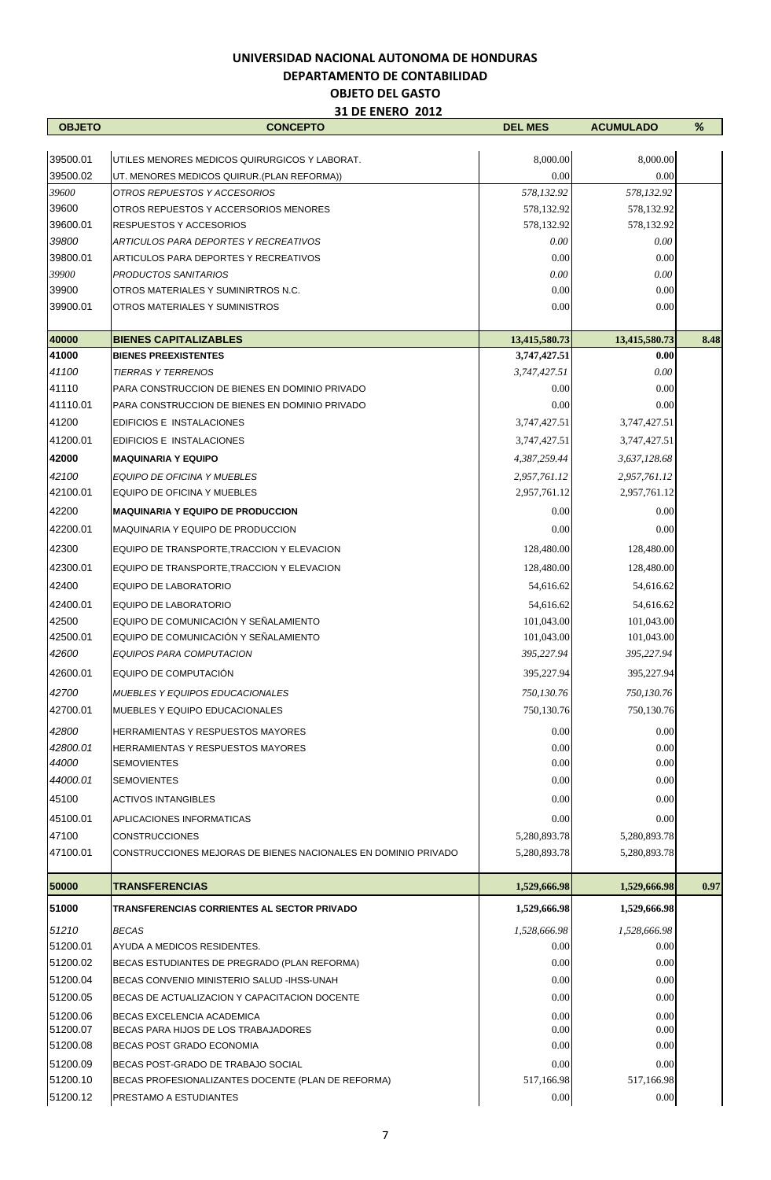**UNIVERSIDAD NACIONAL AUTONOMA DE HONDURAS**
**DEPARTAMENTO DE CONTABILIDAD**
**OBJETO DEL GASTO**
**31 DE ENERO 2012**

| OBJETO | CONCEPTO | DEL MES | ACUMULADO | % |
|---|---|---|---|---|
| 39500.01 | UTILES MENORES MEDICOS QUIRURGICOS Y LABORAT. | 8,000.00 | 8,000.00 | |
| 39500.02 | UT. MENORES MEDICOS QUIRUR.(PLAN REFORMA)) | 0.00 | 0.00 | |
| *39600* | *OTROS REPUESTOS Y ACCESORIOS* | *578,132.92* | *578,132.92* | |
| 39600 | OTROS REPUESTOS Y ACCERSORIOS MENORES | 578,132.92 | 578,132.92 | |
| 39600.01 | RESPUESTOS Y ACCESORIOS | 578,132.92 | 578,132.92 | |
| *39800* | *ARTICULOS PARA DEPORTES Y RECREATIVOS* | *0.00* | *0.00* | |
| 39800.01 | ARTICULOS PARA DEPORTES Y RECREATIVOS | 0.00 | 0.00 | |
| *39900* | *PRODUCTOS SANITARIOS* | *0.00* | *0.00* | |
| 39900 | OTROS MATERIALES Y SUMINIRTROS N.C. | 0.00 | 0.00 | |
| 39900.01 | OTROS MATERIALES Y SUMINISTROS | 0.00 | 0.00 | |
| **40000** | **BIENES CAPITALIZABLES** | **13,415,580.73** | **13,415,580.73** | **8.48** |
| **41000** | **BIENES PREEXISTENTES** | **3,747,427.51** | **0.00** | |
| *41100* | *TIERRAS Y TERRENOS* | *3,747,427.51* | *0.00* | |
| 41110 | PARA CONSTRUCCION DE BIENES EN DOMINIO PRIVADO | 0.00 | 0.00 | |
| 41110.01 | PARA CONSTRUCCION DE BIENES EN DOMINIO PRIVADO | 0.00 | 0.00 | |
| 41200 | EDIFICIOS E INSTALACIONES | 3,747,427.51 | 3,747,427.51 | |
| 41200.01 | EDIFICIOS E INSTALACIONES | 3,747,427.51 | 3,747,427.51 | |
| **42000** | **MAQUINARIA Y EQUIPO** | *4,387,259.44* | *3,637,128.68* | |
| *42100* | *EQUIPO DE OFICINA Y MUEBLES* | *2,957,761.12* | *2,957,761.12* | |
| 42100.01 | EQUIPO DE OFICINA Y MUEBLES | 2,957,761.12 | 2,957,761.12 | |
| 42200 | **MAQUINARIA Y EQUIPO DE PRODUCCION** | 0.00 | 0.00 | |
| 42200.01 | MAQUINARIA Y EQUIPO DE PRODUCCION | 0.00 | 0.00 | |
| 42300 | EQUIPO DE TRANSPORTE,TRACCION Y ELEVACION | 128,480.00 | 128,480.00 | |
| 42300.01 | EQUIPO DE TRANSPORTE,TRACCION Y ELEVACION | 128,480.00 | 128,480.00 | |
| 42400 | EQUIPO DE LABORATORIO | 54,616.62 | 54,616.62 | |
| 42400.01 | EQUIPO DE LABORATORIO | 54,616.62 | 54,616.62 | |
| 42500 | EQUIPO DE COMUNICACIÓN Y SEÑALAMIENTO | 101,043.00 | 101,043.00 | |
| 42500.01 | EQUIPO DE COMUNICACIÓN Y SEÑALAMIENTO | 101,043.00 | 101,043.00 | |
| *42600* | *EQUIPOS PARA COMPUTACION* | *395,227.94* | *395,227.94* | |
| 42600.01 | EQUIPO DE COMPUTACIÓN | 395,227.94 | 395,227.94 | |
| *42700* | *MUEBLES Y EQUIPOS EDUCACIONALES* | *750,130.76* | *750,130.76* | |
| 42700.01 | MUEBLES Y EQUIPO EDUCACIONALES | 750,130.76 | 750,130.76 | |
| *42800* | HERRAMIENTAS Y RESPUESTOS MAYORES | 0.00 | 0.00 | |
| *42800.01* | HERRAMIENTAS Y RESPUESTOS MAYORES | 0.00 | 0.00 | |
| *44000* | SEMOVIENTES | 0.00 | 0.00 | |
| *44000.01* | SEMOVIENTES | 0.00 | 0.00 | |
| 45100 | ACTIVOS INTANGIBLES | 0.00 | 0.00 | |
| 45100.01 | APLICACIONES INFORMATICAS | 0.00 | 0.00 | |
| 47100 | CONSTRUCCIONES | 5,280,893.78 | 5,280,893.78 | |
| 47100.01 | CONSTRUCCIONES MEJORAS DE BIENES NACIONALES EN DOMINIO PRIVADO | 5,280,893.78 | 5,280,893.78 | |
| **50000** | **TRANSFERENCIAS** | **1,529,666.98** | **1,529,666.98** | **0.97** |
| **51000** | **TRANSFERENCIAS CORRIENTES AL SECTOR PRIVADO** | **1,529,666.98** | **1,529,666.98** | |
| *51210* | *BECAS* | *1,528,666.98* | *1,528,666.98* | |
| 51200.01 | AYUDA A MEDICOS RESIDENTES. | 0.00 | 0.00 | |
| 51200.02 | BECAS ESTUDIANTES DE PREGRADO (PLAN REFORMA) | 0.00 | 0.00 | |
| 51200.04 | BECAS CONVENIO MINISTERIO SALUD -IHSS-UNAH | 0.00 | 0.00 | |
| 51200.05 | BECAS DE ACTUALIZACION Y CAPACITACION DOCENTE | 0.00 | 0.00 | |
| 51200.06 | BECAS EXCELENCIA ACADEMICA | 0.00 | 0.00 | |
| 51200.07 | BECAS PARA HIJOS DE LOS TRABAJADORES | 0.00 | 0.00 | |
| 51200.08 | BECAS POST GRADO ECONOMIA | 0.00 | 0.00 | |
| 51200.09 | BECAS POST-GRADO DE TRABAJO SOCIAL | 0.00 | 0.00 | |
| 51200.10 | BECAS PROFESIONALIZANTES DOCENTE (PLAN DE REFORMA) | 517,166.98 | 517,166.98 | |
| 51200.12 | PRESTAMO A ESTUDIANTES | 0.00 | 0.00 | |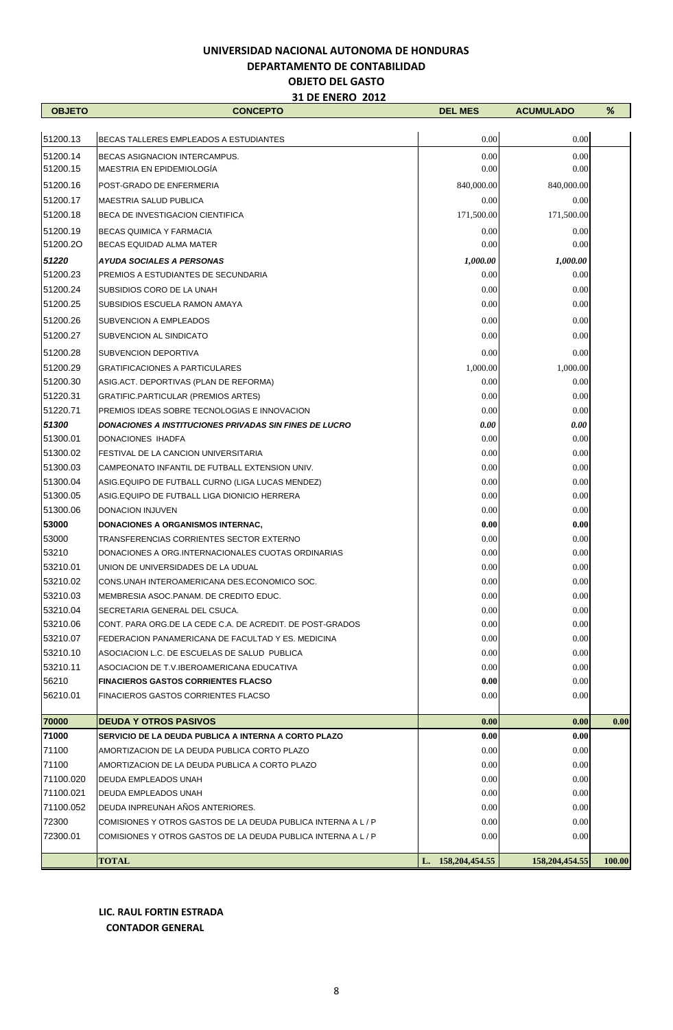**UNIVERSIDAD NACIONAL AUTONOMA DE HONDURAS**
**DEPARTAMENTO DE CONTABILIDAD**
**OBJETO DEL GASTO**
**31 DE ENERO 2012**

| OBJETO | CONCEPTO | DEL MES | ACUMULADO | % |
|---|---|---|---|---|
| 51200.13 | BECAS TALLERES EMPLEADOS A ESTUDIANTES | 0.00 | 0.00 | |
| 51200.14 | BECAS ASIGNACION INTERCAMPUS. | 0.00 | 0.00 | |
| 51200.15 | MAESTRIA EN EPIDEMIOLOGÍA | 0.00 | 0.00 | |
| 51200.16 | POST-GRADO DE ENFERMERIA | 840,000.00 | 840,000.00 | |
| 51200.17 | MAESTRIA SALUD PUBLICA | 0.00 | 0.00 | |
| 51200.18 | BECA DE INVESTIGACION CIENTIFICA | 171,500.00 | 171,500.00 | |
| 51200.19 | BECAS QUIMICA Y FARMACIA | 0.00 | 0.00 | |
| 51200.2O | BECAS EQUIDAD ALMA MATER | 0.00 | 0.00 | |
| ***51220*** | ***AYUDA SOCIALES A PERSONAS*** | ***1,000.00*** | ***1,000.00*** | |
| 51200.23 | PREMIOS A ESTUDIANTES DE SECUNDARIA | 0.00 | 0.00 | |
| 51200.24 | SUBSIDIOS CORO DE LA UNAH | 0.00 | 0.00 | |
| 51200.25 | SUBSIDIOS ESCUELA RAMON AMAYA | 0.00 | 0.00 | |
| 51200.26 | SUBVENCION A EMPLEADOS | 0.00 | 0.00 | |
| 51200.27 | SUBVENCION AL SINDICATO | 0.00 | 0.00 | |
| 51200.28 | SUBVENCION DEPORTIVA | 0.00 | 0.00 | |
| 51200.29 | GRATIFICACIONES A PARTICULARES | 1,000.00 | 1,000.00 | |
| 51200.30 | ASIG.ACT. DEPORTIVAS (PLAN DE REFORMA) | 0.00 | 0.00 | |
| 51220.31 | GRATIFIC.PARTICULAR (PREMIOS ARTES) | 0.00 | 0.00 | |
| 51220.71 | PREMIOS IDEAS SOBRE TECNOLOGIAS E INNOVACION | 0.00 | 0.00 | |
| ***51300*** | ***DONACIONES A INSTITUCIONES PRIVADAS SIN FINES DE LUCRO*** | ***0.00*** | ***0.00*** | |
| 51300.01 | DONACIONES IHADFA | 0.00 | 0.00 | |
| 51300.02 | FESTIVAL DE LA CANCION UNIVERSITARIA | 0.00 | 0.00 | |
| 51300.03 | CAMPEONATO INFANTIL DE FUTBALL EXTENSION UNIV. | 0.00 | 0.00 | |
| 51300.04 | ASIG.EQUIPO DE FUTBALL CURNO (LIGA LUCAS MENDEZ) | 0.00 | 0.00 | |
| 51300.05 | ASIG.EQUIPO DE FUTBALL LIGA DIONICIO HERRERA | 0.00 | 0.00 | |
| 51300.06 | DONACION INJUVEN | 0.00 | 0.00 | |
| **53000** | **DONACIONES A ORGANISMOS INTERNAC,** | **0.00** | **0.00** | |
| 53000 | TRANSFERENCIAS CORRIENTES SECTOR EXTERNO | 0.00 | 0.00 | |
| 53210 | DONACIONES A ORG.INTERNACIONALES CUOTAS ORDINARIAS | 0.00 | 0.00 | |
| 53210.01 | UNION DE UNIVERSIDADES DE LA UDUAL | 0.00 | 0.00 | |
| 53210.02 | CONS.UNAH INTEROAMERICANA DES.ECONOMICO SOC. | 0.00 | 0.00 | |
| 53210.03 | MEMBRESIA ASOC.PANAM. DE CREDITO EDUC. | 0.00 | 0.00 | |
| 53210.04 | SECRETARIA GENERAL DEL CSUCA. | 0.00 | 0.00 | |
| 53210.06 | CONT. PARA ORG.DE LA CEDE C.A. DE ACREDIT. DE POST-GRADOS | 0.00 | 0.00 | |
| 53210.07 | FEDERACION PANAMERICANA DE FACULTAD Y ES. MEDICINA | 0.00 | 0.00 | |
| 53210.10 | ASOCIACION L.C. DE ESCUELAS DE SALUD PUBLICA | 0.00 | 0.00 | |
| 53210.11 | ASOCIACION DE T.V.IBEROAMERICANA EDUCATIVA | 0.00 | 0.00 | |
| 56210 | **FINACIEROS GASTOS CORRIENTES FLACSO** | **0.00** | 0.00 | |
| 56210.01 | FINACIEROS GASTOS CORRIENTES FLACSO | 0.00 | 0.00 | |
| **70000** | **DEUDA Y OTROS PASIVOS** | **0.00** | **0.00** | **0.00** |
| **71000** | **SERVICIO DE LA DEUDA PUBLICA A INTERNA A CORTO PLAZO** | **0.00** | **0.00** | |
| 71100 | AMORTIZACION DE LA DEUDA PUBLICA CORTO PLAZO | 0.00 | 0.00 | |
| 71100 | AMORTIZACION DE LA DEUDA PUBLICA A CORTO PLAZO | 0.00 | 0.00 | |
| 71100.020 | DEUDA EMPLEADOS UNAH | 0.00 | 0.00 | |
| 71100.021 | DEUDA EMPLEADOS UNAH | 0.00 | 0.00 | |
| 71100.052 | DEUDA INPREUNAH AÑOS ANTERIORES. | 0.00 | 0.00 | |
| 72300 | COMISIONES Y OTROS GASTOS DE LA DEUDA PUBLICA INTERNA A L / P | 0.00 | 0.00 | |
| 72300.01 | COMISIONES Y OTROS GASTOS DE LA DEUDA PUBLICA INTERNA A L / P | 0.00 | 0.00 | |
| | **TOTAL** | **L. 158,204,454.55** | **158,204,454.55** | **100.00** |

**LIC. RAUL FORTIN ESTRADA**
**CONTADOR GENERAL**